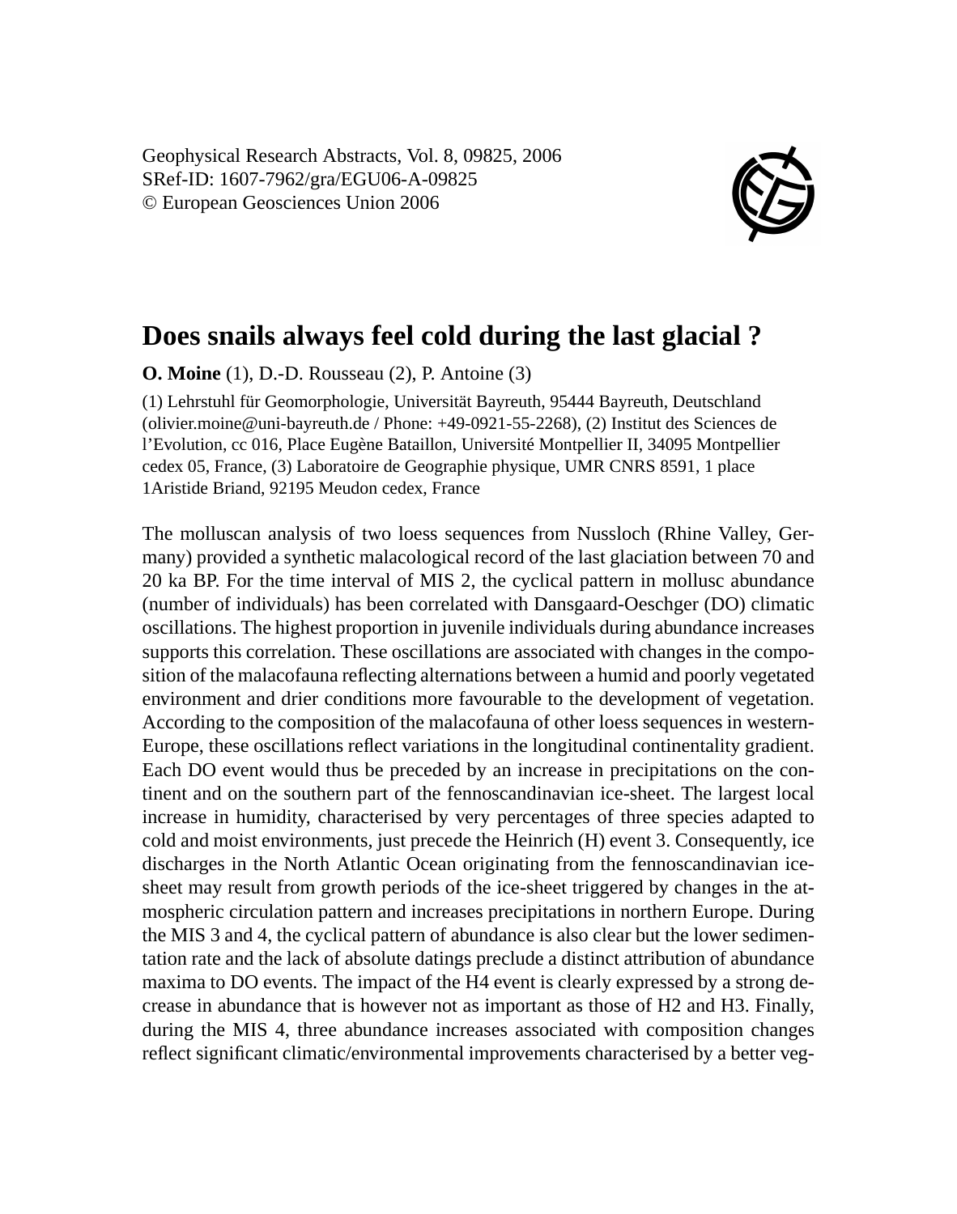Geophysical Research Abstracts, Vol. 8, 09825, 2006
SRef-ID: 1607-7962/gra/EGU06-A-09825
© European Geosciences Union 2006

# Does snails always feel cold during the last glacial ?

**O. Moine** (1), D.-D. Rousseau (2), P. Antoine (3)

(1) Lehrstuhl für Geomorphologie, Universität Bayreuth, 95444 Bayreuth, Deutschland (olivier.moine@uni-bayreuth.de / Phone: +49-0921-55-2268), (2) Institut des Sciences de l'Evolution, cc 016, Place Eugène Bataillon, Université Montpellier II, 34095 Montpellier cedex 05, France, (3) Laboratoire de Geographie physique, UMR CNRS 8591, 1 place 1Aristide Briand, 92195 Meudon cedex, France

The molluscan analysis of two loess sequences from Nussloch (Rhine Valley, Germany) provided a synthetic malacological record of the last glaciation between 70 and 20 ka BP. For the time interval of MIS 2, the cyclical pattern in mollusc abundance (number of individuals) has been correlated with Dansgaard-Oeschger (DO) climatic oscillations. The highest proportion in juvenile individuals during abundance increases supports this correlation. These oscillations are associated with changes in the composition of the malacofauna reflecting alternations between a humid and poorly vegetated environment and drier conditions more favourable to the development of vegetation. According to the composition of the malacofauna of other loess sequences in western-Europe, these oscillations reflect variations in the longitudinal continentality gradient. Each DO event would thus be preceded by an increase in precipitations on the continent and on the southern part of the fennoscandinavian ice-sheet. The largest local increase in humidity, characterised by very percentages of three species adapted to cold and moist environments, just precede the Heinrich (H) event 3. Consequently, ice discharges in the North Atlantic Ocean originating from the fennoscandinavian ice-sheet may result from growth periods of the ice-sheet triggered by changes in the atmospheric circulation pattern and increases precipitations in northern Europe. During the MIS 3 and 4, the cyclical pattern of abundance is also clear but the lower sedimentation rate and the lack of absolute datings preclude a distinct attribution of abundance maxima to DO events. The impact of the H4 event is clearly expressed by a strong decrease in abundance that is however not as important as those of H2 and H3. Finally, during the MIS 4, three abundance increases associated with composition changes reflect significant climatic/environmental improvements characterised by a better veg-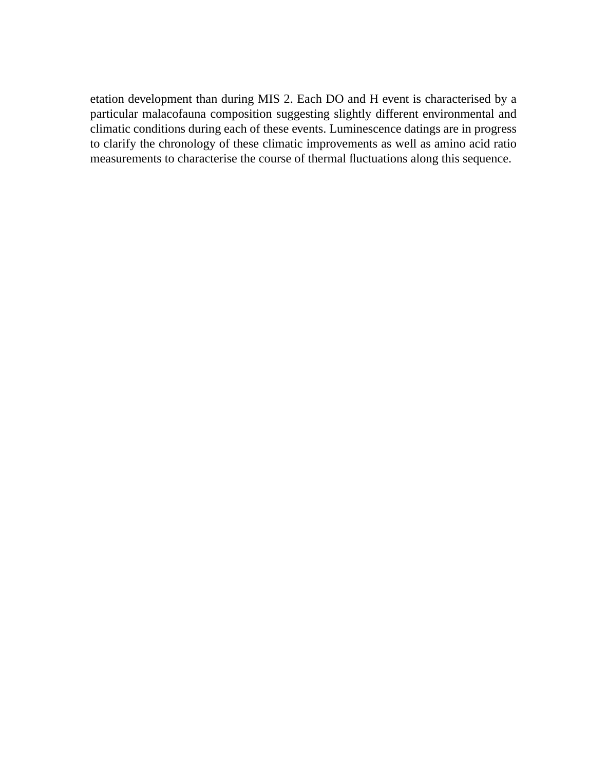etation development than during MIS 2. Each DO and H event is characterised by a particular malacofauna composition suggesting slightly different environmental and climatic conditions during each of these events. Luminescence datings are in progress to clarify the chronology of these climatic improvements as well as amino acid ratio measurements to characterise the course of thermal fluctuations along this sequence.